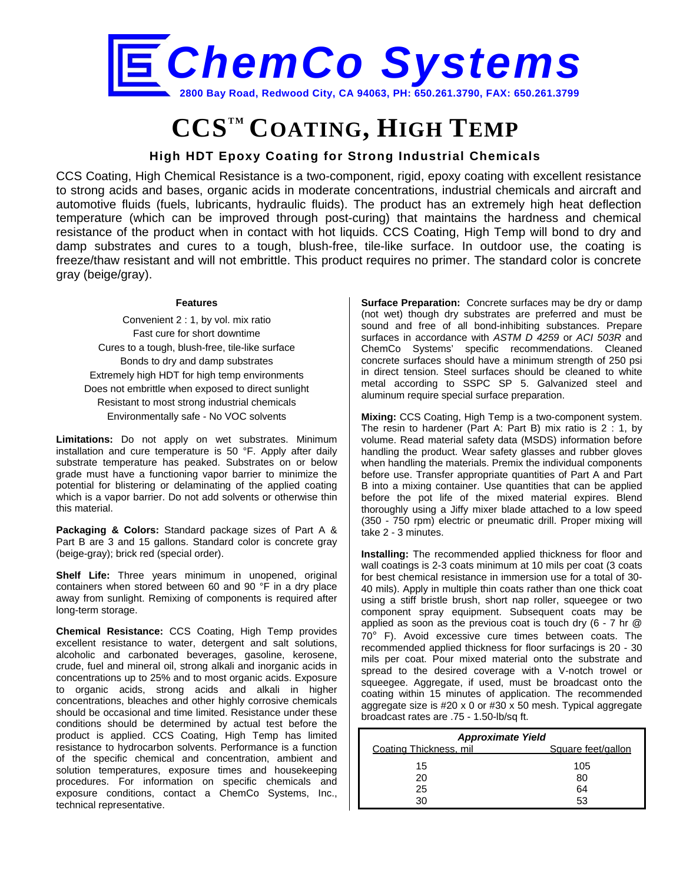# ChemCo Systems

2800 Bay Road, Redwood City, CA 94063, PH: 650.261.3790, FAX: 650.261.3799

# CCS™ COATING, HIGH TEMP

### High HDT Epoxy Coating for Strong Industrial Chemicals

CCS Coating, High Chemical Resistance is a two-component, rigid, epoxy coating with excellent resistance to strong acids and bases, organic acids in moderate concentrations, industrial chemicals and aircraft and automotive fluids (fuels, lubricants, hydraulic fluids). The product has an extremely high heat deflection temperature (which can be improved through post-curing) that maintains the hardness and chemical resistance of the product when in contact with hot liquids. CCS Coating, High Temp will bond to dry and damp substrates and cures to a tough, blush-free, tile-like surface. In outdoor use, the coating is freeze/thaw resistant and will not embrittle. This product requires no primer. The standard color is concrete gray (beige/gray).

**Features**

- Convenient 2 : 1, by vol. mix ratio
- Fast cure for short downtime
- Cures to a tough, blush-free, tile-like surface
- Bonds to dry and damp substrates
- Extremely high HDT for high temp environments
- Does not embrittle when exposed to direct sunlight
- Resistant to most strong industrial chemicals
- Environmentally safe - No VOC solvents

**Limitations:** Do not apply on wet substrates. Minimum installation and cure temperature is 50 °F. Apply after daily substrate temperature has peaked. Substrates on or below grade must have a functioning vapor barrier to minimize the potential for blistering or delaminating of the applied coating which is a vapor barrier. Do not add solvents or otherwise thin this material.

**Packaging & Colors:** Standard package sizes of Part A & Part B are 3 and 15 gallons. Standard color is concrete gray (beige-gray); brick red (special order).

**Shelf Life:** Three years minimum in unopened, original containers when stored between 60 and 90 °F in a dry place away from sunlight. Remixing of components is required after long-term storage.

**Chemical Resistance:** CCS Coating, High Temp provides excellent resistance to water, detergent and salt solutions, alcoholic and carbonated beverages, gasoline, kerosene, crude, fuel and mineral oil, strong alkali and inorganic acids in concentrations up to 25% and to most organic acids. Exposure to organic acids, strong acids and alkali in higher concentrations, bleaches and other highly corrosive chemicals should be occasional and time limited. Resistance under these conditions should be determined by actual test before the product is applied. CCS Coating, High Temp has limited resistance to hydrocarbon solvents. Performance is a function of the specific chemical and concentration, ambient and solution temperatures, exposure times and housekeeping procedures. For information on specific chemicals and exposure conditions, contact a ChemCo Systems, Inc., technical representative.

**Surface Preparation:** Concrete surfaces may be dry or damp (not wet) though dry substrates are preferred and must be sound and free of all bond-inhibiting substances. Prepare surfaces in accordance with *ASTM D 4259* or *ACI 503R* and ChemCo Systems' specific recommendations. Cleaned concrete surfaces should have a minimum strength of 250 psi in direct tension. Steel surfaces should be cleaned to white metal according to SSPC SP 5. Galvanized steel and aluminum require special surface preparation.

**Mixing:** CCS Coating, High Temp is a two-component system. The resin to hardener (Part A: Part B) mix ratio is 2 : 1, by volume. Read material safety data (MSDS) information before handling the product. Wear safety glasses and rubber gloves when handling the materials. Premix the individual components before use. Transfer appropriate quantities of Part A and Part B into a mixing container. Use quantities that can be applied before the pot life of the mixed material expires. Blend thoroughly using a Jiffy mixer blade attached to a low speed (350 - 750 rpm) electric or pneumatic drill. Proper mixing will take 2 - 3 minutes.

**Installing:** The recommended applied thickness for floor and wall coatings is 2-3 coats minimum at 10 mils per coat (3 coats for best chemical resistance in immersion use for a total of 30-40 mils). Apply in multiple thin coats rather than one thick coat using a stiff bristle brush, short nap roller, squeegee or two component spray equipment. Subsequent coats may be applied as soon as the previous coat is touch dry (6 - 7 hr @ 70° F). Avoid excessive cure times between coats. The recommended applied thickness for floor surfacings is 20 - 30 mils per coat. Pour mixed material onto the substrate and spread to the desired coverage with a V-notch trowel or squeegee. Aggregate, if used, must be broadcast onto the coating within 15 minutes of application. The recommended aggregate size is #20 x 0 or #30 x 50 mesh. Typical aggregate broadcast rates are .75 - 1.50-lb/sq ft.

*Approximate Yield*

| Coating Thickness, mil | Square feet/gallon |
|---|---|
| 15 | 105 |
| 20 | 80 |
| 25 | 64 |
| 30 | 53 |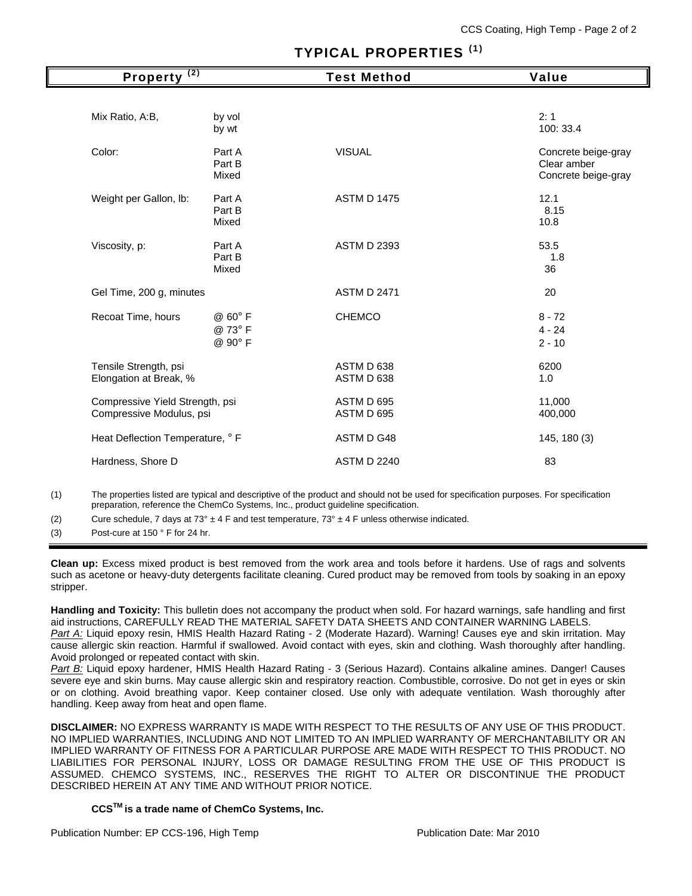## TYPICAL PROPERTIES [1]

| Property [2] | | Test Method | Value |
|---|---|---|---|
| Mix Ratio, A:B, | by vol | | 2: 1 |
| | by wt | | 100: 33.4 |
| Color: | Part A | VISUAL | Concrete beige-gray |
| | Part B | | Clear amber |
| | Mixed | | Concrete beige-gray |
| Weight per Gallon, lb: | Part A | ASTM D 1475 | 12.1 |
| | Part B | | 8.15 |
| | Mixed | | 10.8 |
| Viscosity, p: | Part A | ASTM D 2393 | 53.5 |
| | Part B | | 1.8 |
| | Mixed | | 36 |
| Gel Time, 200 g, minutes | | ASTM D 2471 | 20 |
| Recoat Time, hours | @ 60° F | CHEMCO | 8 - 72 |
| | @ 73° F | | 4 - 24 |
| | @ 90° F | | 2 - 10 |
| Tensile Strength, psi | | ASTM D 638 | 6200 |
| Elongation at Break, % | | ASTM D 638 | 1.0 |
| Compressive Yield Strength, psi | | ASTM D 695 | 11,000 |
| Compressive Modulus, psi | | ASTM D 695 | 400,000 |
| Heat Deflection Temperature, ° F | | ASTM D G48 | 145, 180 (3) |
| Hardness, Shore D | | ASTM D 2240 | 83 |

(1) The properties listed are typical and descriptive of the product and should not be used for specification purposes. For specification preparation, reference the ChemCo Systems, Inc., product guideline specification.

(2) Cure schedule, 7 days at 73° ± 4 F and test temperature, 73° ± 4 F unless otherwise indicated.

(3) Post-cure at 150 ° F for 24 hr.

**Clean up:** Excess mixed product is best removed from the work area and tools before it hardens. Use of rags and solvents such as acetone or heavy-duty detergents facilitate cleaning. Cured product may be removed from tools by soaking in an epoxy stripper.

**Handling and Toxicity:** This bulletin does not accompany the product when sold. For hazard warnings, safe handling and first aid instructions, CAREFULLY READ THE MATERIAL SAFETY DATA SHEETS AND CONTAINER WARNING LABELS.
*Part A:* Liquid epoxy resin, HMIS Health Hazard Rating - 2 (Moderate Hazard). Warning! Causes eye and skin irritation. May cause allergic skin reaction. Harmful if swallowed. Avoid contact with eyes, skin and clothing. Wash thoroughly after handling. Avoid prolonged or repeated contact with skin.
*Part B:* Liquid epoxy hardener, HMIS Health Hazard Rating - 3 (Serious Hazard). Contains alkaline amines. Danger! Causes severe eye and skin burns. May cause allergic skin and respiratory reaction. Combustible, corrosive. Do not get in eyes or skin or on clothing. Avoid breathing vapor. Keep container closed. Use only with adequate ventilation. Wash thoroughly after handling. Keep away from heat and open flame.

**DISCLAIMER:** NO EXPRESS WARRANTY IS MADE WITH RESPECT TO THE RESULTS OF ANY USE OF THIS PRODUCT. NO IMPLIED WARRANTIES, INCLUDING AND NOT LIMITED TO AN IMPLIED WARRANTY OF MERCHANTABILITY OR AN IMPLIED WARRANTY OF FITNESS FOR A PARTICULAR PURPOSE ARE MADE WITH RESPECT TO THIS PRODUCT. NO LIABILITIES FOR PERSONAL INJURY, LOSS OR DAMAGE RESULTING FROM THE USE OF THIS PRODUCT IS ASSUMED. CHEMCO SYSTEMS, INC., RESERVES THE RIGHT TO ALTER OR DISCONTINUE THE PRODUCT DESCRIBED HEREIN AT ANY TIME AND WITHOUT PRIOR NOTICE.

**CCS™ is a trade name of ChemCo Systems, Inc.**

Publication Number: EP CCS-196, High Temp    Publication Date: Mar 2010